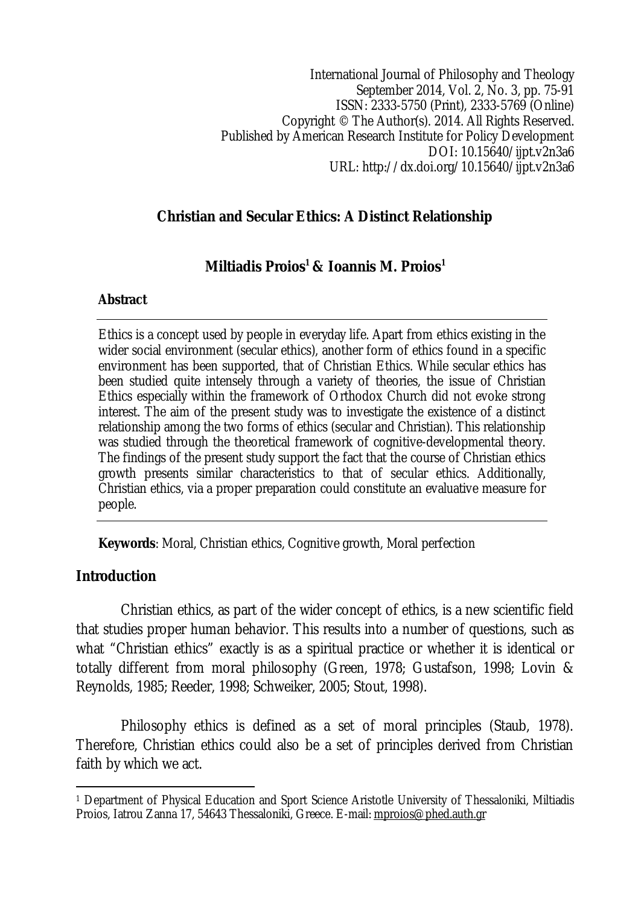International Journal of Philosophy and Theology
September 2014, Vol. 2, No. 3, pp. 75-91
ISSN: 2333-5750 (Print), 2333-5769 (Online)
Copyright © The Author(s). 2014. All Rights Reserved.
Published by American Research Institute for Policy Development
DOI: 10.15640/ijpt.v2n3a6
URL: http://dx.doi.org/10.15640/ijpt.v2n3a6

# Christian and Secular Ethics: A Distinct Relationship

**Miltiadis Proios[1] & Ioannis M. Proios[1]**

## Abstract

Ethics is a concept used by people in everyday life. Apart from ethics existing in the wider social environment (secular ethics), another form of ethics found in a specific environment has been supported, that of Christian Ethics. While secular ethics has been studied quite intensely through a variety of theories, the issue of Christian Ethics especially within the framework of Orthodox Church did not evoke strong interest. The aim of the present study was to investigate the existence of a distinct relationship among the two forms of ethics (secular and Christian). This relationship was studied through the theoretical framework of cognitive-developmental theory. The findings of the present study support the fact that the course of Christian ethics growth presents similar characteristics to that of secular ethics. Additionally, Christian ethics, via a proper preparation could constitute an evaluative measure for people.

**Keywords**: Moral, Christian ethics, Cognitive growth, Moral perfection

## Introduction

Christian ethics, as part of the wider concept of ethics, is a new scientific field that studies proper human behavior. This results into a number of questions, such as what "Christian ethics" exactly is as a spiritual practice or whether it is identical or totally different from moral philosophy (Green, 1978; Gustafson, 1998; Lovin & Reynolds, 1985; Reeder, 1998; Schweiker, 2005; Stout, 1998).

Philosophy ethics is defined as a set of moral principles (Staub, 1978). Therefore, Christian ethics could also be a set of principles derived from Christian faith by which we act.

[1] Department of Physical Education and Sport Science Aristotle University of Thessaloniki, Miltiadis Proios, Iatrou Zanna 17, 54643 Thessaloniki, Greece. E-mail: mproios@phed.auth.gr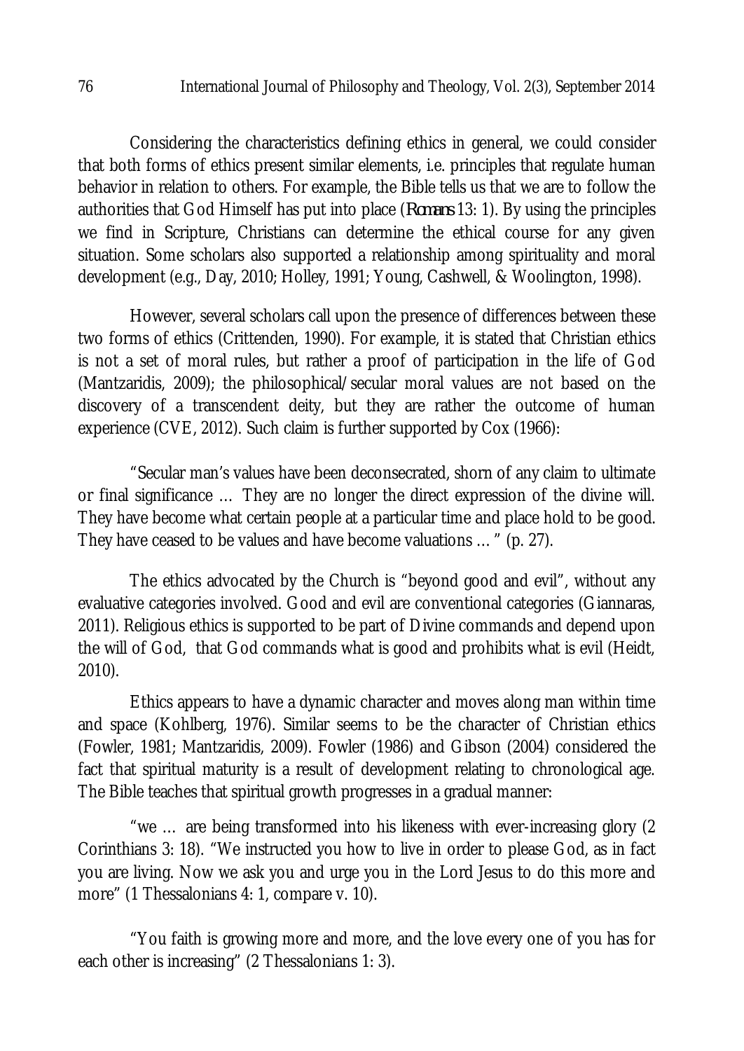Considering the characteristics defining ethics in general, we could consider that both forms of ethics present similar elements, i.e. principles that regulate human behavior in relation to others. For example, the Bible tells us that we are to follow the authorities that God Himself has put into place (*Romans* 13: 1). By using the principles we find in Scripture, Christians can determine the ethical course for any given situation. Some scholars also supported a relationship among spirituality and moral development (e.g., Day, 2010; Holley, 1991; Young, Cashwell, & Woolington, 1998).

However, several scholars call upon the presence of differences between these two forms of ethics (Crittenden, 1990). For example, it is stated that Christian ethics is not a set of moral rules, but rather a proof of participation in the life of God (Mantzaridis, 2009); the philosophical/secular moral values are not based on the discovery of a transcendent deity, but they are rather the outcome of human experience (CVE, 2012). Such claim is further supported by Cox (1966):

"Secular man's values have been deconsecrated, shorn of any claim to ultimate or final significance … They are no longer the direct expression of the divine will. They have become what certain people at a particular time and place hold to be good. They have ceased to be values and have become valuations … " (p. 27).

The ethics advocated by the Church is "beyond good and evil", without any evaluative categories involved. Good and evil are conventional categories (Giannaras, 2011). Religious ethics is supported to be part of Divine commands and depend upon the will of God, that God commands what is good and prohibits what is evil (Heidt, 2010).

Ethics appears to have a dynamic character and moves along man within time and space (Kohlberg, 1976). Similar seems to be the character of Christian ethics (Fowler, 1981; Mantzaridis, 2009). Fowler (1986) and Gibson (2004) considered the fact that spiritual maturity is a result of development relating to chronological age. The Bible teaches that spiritual growth progresses in a gradual manner:

"we … are being transformed into his likeness with ever-increasing glory (2 Corinthians 3: 18). "We instructed you how to live in order to please God, as in fact you are living. Now we ask you and urge you in the Lord Jesus to do this more and more" (1 Thessalonians 4: 1, compare v. 10).

"You faith is growing more and more, and the love every one of you has for each other is increasing" (2 Thessalonians 1: 3).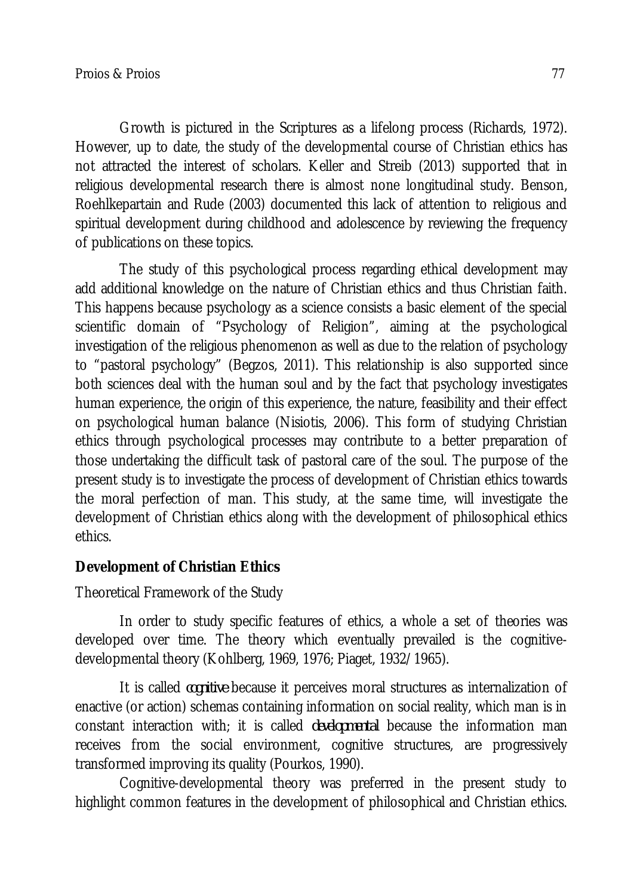Growth is pictured in the Scriptures as a lifelong process (Richards, 1972). However, up to date, the study of the developmental course of Christian ethics has not attracted the interest of scholars. Keller and Streib (2013) supported that in religious developmental research there is almost none longitudinal study. Benson, Roehlkepartain and Rude (2003) documented this lack of attention to religious and spiritual development during childhood and adolescence by reviewing the frequency of publications on these topics.

The study of this psychological process regarding ethical development may add additional knowledge on the nature of Christian ethics and thus Christian faith. This happens because psychology as a science consists a basic element of the special scientific domain of "Psychology of Religion", aiming at the psychological investigation of the religious phenomenon as well as due to the relation of psychology to "pastoral psychology" (Begzos, 2011). This relationship is also supported since both sciences deal with the human soul and by the fact that psychology investigates human experience, the origin of this experience, the nature, feasibility and their effect on psychological human balance (Nisiotis, 2006). This form of studying Christian ethics through psychological processes may contribute to a better preparation of those undertaking the difficult task of pastoral care of the soul. The purpose of the present study is to investigate the process of development of Christian ethics towards the moral perfection of man. This study, at the same time, will investigate the development of Christian ethics along with the development of philosophical ethics ethics.

## Development of Christian Ethics

### Theoretical Framework of the Study

In order to study specific features of ethics, a whole a set of theories was developed over time. The theory which eventually prevailed is the cognitive-developmental theory (Kohlberg, 1969, 1976; Piaget, 1932/1965).

It is called *cognitive* because it perceives moral structures as internalization of enactive (or action) schemas containing information on social reality, which man is in constant interaction with; it is called *developmental* because the information man receives from the social environment, cognitive structures, are progressively transformed improving its quality (Pourkos, 1990).

Cognitive-developmental theory was preferred in the present study to highlight common features in the development of philosophical and Christian ethics.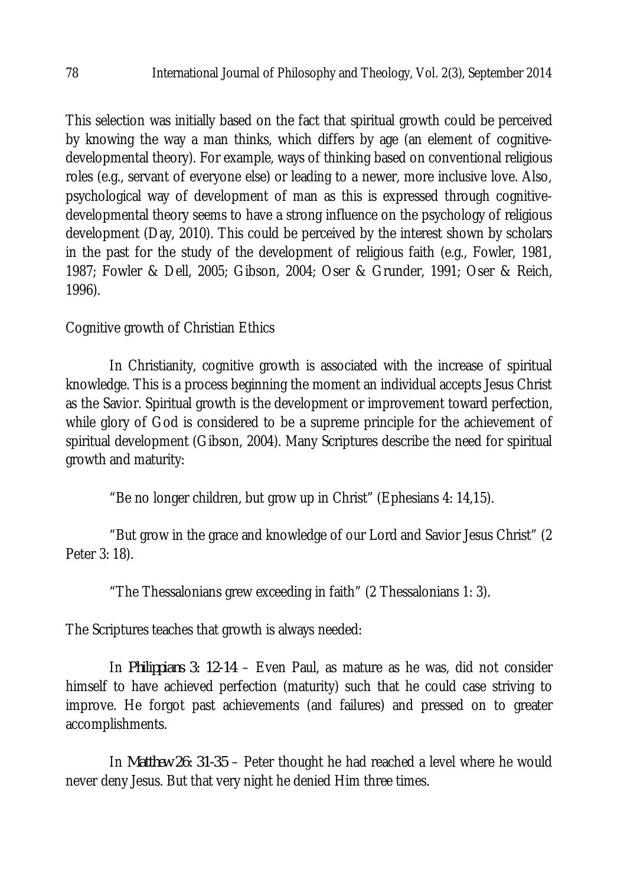This selection was initially based on the fact that spiritual growth could be perceived by knowing the way a man thinks, which differs by age (an element of cognitive-developmental theory). For example, ways of thinking based on conventional religious roles (e.g., servant of everyone else) or leading to a newer, more inclusive love. Also, psychological way of development of man as this is expressed through cognitive-developmental theory seems to have a strong influence on the psychology of religious development (Day, 2010). This could be perceived by the interest shown by scholars in the past for the study of the development of religious faith (e.g., Fowler, 1981, 1987; Fowler & Dell, 2005; Gibson, 2004; Oser & Grunder, 1991; Oser & Reich, 1996).

## Cognitive growth of Christian Ethics

In Christianity, cognitive growth is associated with the increase of spiritual knowledge. This is a process beginning the moment an individual accepts Jesus Christ as the Savior. Spiritual growth is the development or improvement toward perfection, while glory of God is considered to be a supreme principle for the achievement of spiritual development (Gibson, 2004). Many Scriptures describe the need for spiritual growth and maturity:

"Be no longer children, but grow up in Christ" (Ephesians 4: 14,15).

"But grow in the grace and knowledge of our Lord and Savior Jesus Christ" (2 Peter 3: 18).

"The Thessalonians grew exceeding in faith" (2 Thessalonians 1: 3).

The Scriptures teaches that growth is always needed:

In *Philippians 3: 12-14* – Even Paul, as mature as he was, did not consider himself to have achieved perfection (maturity) such that he could case striving to improve. He forgot past achievements (and failures) and pressed on to greater accomplishments.

In *Matthew 26: 31-35* – Peter thought he had reached a level where he would never deny Jesus. But that very night he denied Him three times.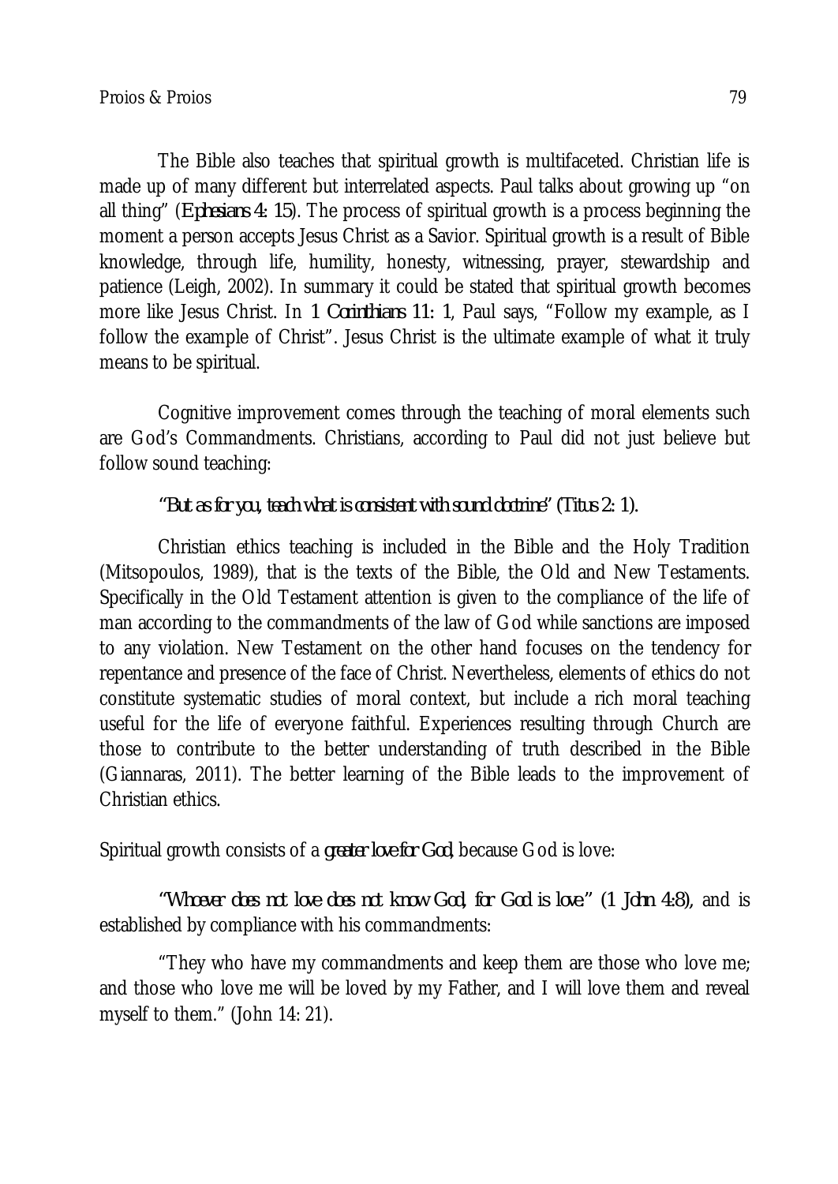The Bible also teaches that spiritual growth is multifaceted. Christian life is made up of many different but interrelated aspects. Paul talks about growing up "on all thing" (*Ephesians 4: 15*). The process of spiritual growth is a process beginning the moment a person accepts Jesus Christ as a Savior. Spiritual growth is a result of Bible knowledge, through life, humility, honesty, witnessing, prayer, stewardship and patience (Leigh, 2002). In summary it could be stated that spiritual growth becomes more like Jesus Christ. In *1 Corinthians 11: 1*, Paul says, "Follow my example, as I follow the example of Christ". Jesus Christ is the ultimate example of what it truly means to be spiritual.

Cognitive improvement comes through the teaching of moral elements such are God's Commandments. Christians, according to Paul did not just believe but follow sound teaching:

*"But as for you, teach what is consistent with sound doctrine" (Titus 2: 1).*

Christian ethics teaching is included in the Bible and the Holy Tradition (Mitsopoulos, 1989), that is the texts of the Bible, the Old and New Testaments. Specifically in the Old Testament attention is given to the compliance of the life of man according to the commandments of the law of God while sanctions are imposed to any violation. New Testament on the other hand focuses on the tendency for repentance and presence of the face of Christ. Nevertheless, elements of ethics do not constitute systematic studies of moral context, but include a rich moral teaching useful for the life of everyone faithful. Experiences resulting through Church are those to contribute to the better understanding of truth described in the Bible (Giannaras, 2011). The better learning of the Bible leads to the improvement of Christian ethics.

Spiritual growth consists of a *greater love for God*, because God is love:

*"Whoever does not love does not know God, for God is love." (1 John 4:8)*, and is established by compliance with his commandments:

"They who have my commandments and keep them are those who love me; and those who love me will be loved by my Father, and I will love them and reveal myself to them." (John 14: 21).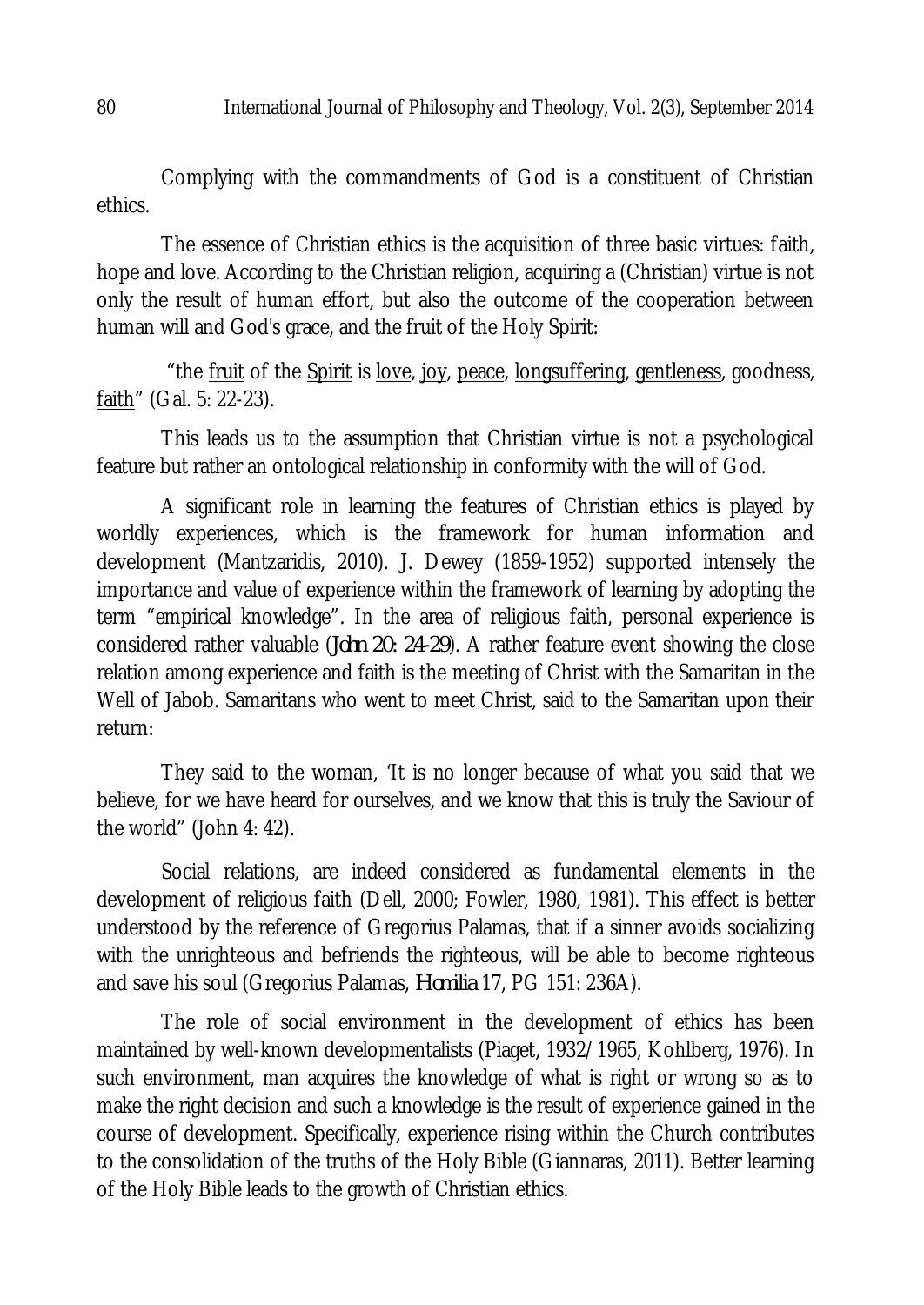Complying with the commandments of God is a constituent of Christian ethics.

The essence of Christian ethics is the acquisition of three basic virtues: faith, hope and love. According to the Christian religion, acquiring a (Christian) virtue is not only the result of human effort, but also the outcome of the cooperation between human will and God's grace, and the fruit of the Holy Spirit:

"the fruit of the Spirit is love, joy, peace, longsuffering, gentleness, goodness, faith" (Gal. 5: 22-23).

This leads us to the assumption that Christian virtue is not a psychological feature but rather an ontological relationship in conformity with the will of God.

A significant role in learning the features of Christian ethics is played by worldly experiences, which is the framework for human information and development (Mantzaridis, 2010). J. Dewey (1859-1952) supported intensely the importance and value of experience within the framework of learning by adopting the term "empirical knowledge". In the area of religious faith, personal experience is considered rather valuable (*John 20: 24-29*). A rather feature event showing the close relation among experience and faith is the meeting of Christ with the Samaritan in the Well of Jabob. Samaritans who went to meet Christ, said to the Samaritan upon their return:

They said to the woman, 'It is no longer because of what you said that we believe, for we have heard for ourselves, and we know that this is truly the Saviour of the world" (John 4: 42).

Social relations, are indeed considered as fundamental elements in the development of religious faith (Dell, 2000; Fowler, 1980, 1981). This effect is better understood by the reference of Gregorius Palamas, that if a sinner avoids socializing with the unrighteous and befriends the righteous, will be able to become righteous and save his soul (Gregorius Palamas, *Homilia* 17, PG 151: 236A).

The role of social environment in the development of ethics has been maintained by well-known developmentalists (Piaget, 1932/1965, Kohlberg, 1976). In such environment, man acquires the knowledge of what is right or wrong so as to make the right decision and such a knowledge is the result of experience gained in the course of development. Specifically, experience rising within the Church contributes to the consolidation of the truths of the Holy Bible (Giannaras, 2011). Better learning of the Holy Bible leads to the growth of Christian ethics.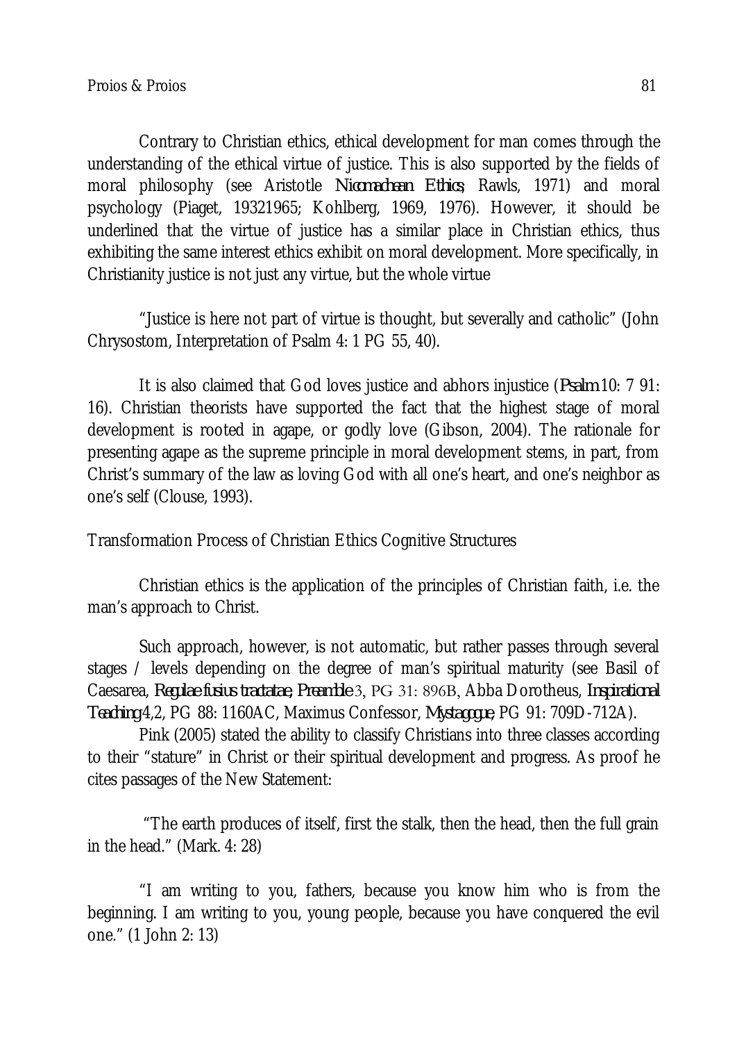Contrary to Christian ethics, ethical development for man comes through the understanding of the ethical virtue of justice. This is also supported by the fields of moral philosophy (see Aristotle *Nicomachean Ethics*; Rawls, 1971) and moral psychology (Piaget, 19321965; Kohlberg, 1969, 1976). However, it should be underlined that the virtue of justice has a similar place in Christian ethics, thus exhibiting the same interest ethics exhibit on moral development. More specifically, in Christianity justice is not just any virtue, but the whole virtue

"Justice is here not part of virtue is thought, but severally and catholic" (John Chrysostom, Interpretation of Psalm 4: 1 PG 55, 40).

It is also claimed that God loves justice and abhors injustice (*Psalm* 10: 7 91: 16). Christian theorists have supported the fact that the highest stage of moral development is rooted in agape, or godly love (Gibson, 2004). The rationale for presenting agape as the supreme principle in moral development stems, in part, from Christ's summary of the law as loving God with all one's heart, and one's neighbor as one's self (Clouse, 1993).

## Transformation Process of Christian Ethics Cognitive Structures

Christian ethics is the application of the principles of Christian faith, i.e. the man's approach to Christ.

Such approach, however, is not automatic, but rather passes through several stages / levels depending on the degree of man's spiritual maturity (see Basil of Caesarea, *Regulae fusius tractatae, Preamble* 3, PG 31: 896B, Abba Dorotheus, *Inspirational Teaching* 4,2, PG 88: 1160AC, Maximus Confessor, *Mystagogue*, PG 91: 709D-712A).

Pink (2005) stated the ability to classify Christians into three classes according to their "stature" in Christ or their spiritual development and progress. As proof he cites passages of the New Statement:

"The earth produces of itself, first the stalk, then the head, then the full grain in the head." (Mark. 4: 28)

"I am writing to you, fathers, because you know him who is from the beginning. I am writing to you, young people, because you have conquered the evil one." (1 John 2: 13)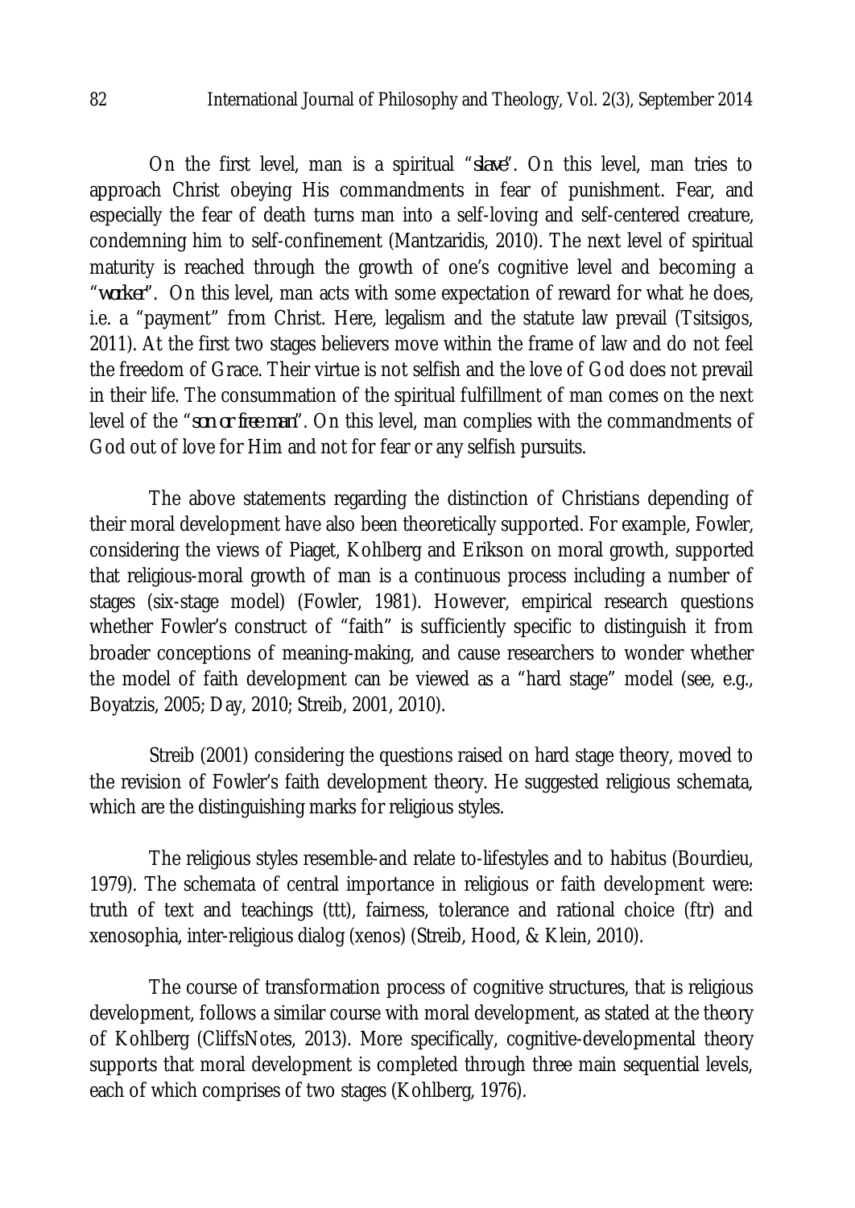On the first level, man is a spiritual "*slave*". On this level, man tries to approach Christ obeying His commandments in fear of punishment. Fear, and especially the fear of death turns man into a self-loving and self-centered creature, condemning him to self-confinement (Mantzaridis, 2010). The next level of spiritual maturity is reached through the growth of one's cognitive level and becoming a "*worker*". On this level, man acts with some expectation of reward for what he does, i.e. a "payment" from Christ. Here, legalism and the statute law prevail (Tsitsigos, 2011). At the first two stages believers move within the frame of law and do not feel the freedom of Grace. Their virtue is not selfish and the love of God does not prevail in their life. The consummation of the spiritual fulfillment of man comes on the next level of the "*son or free man*". On this level, man complies with the commandments of God out of love for Him and not for fear or any selfish pursuits.

The above statements regarding the distinction of Christians depending of their moral development have also been theoretically supported. For example, Fowler, considering the views of Piaget, Kohlberg and Erikson on moral growth, supported that religious-moral growth of man is a continuous process including a number of stages (six-stage model) (Fowler, 1981). However, empirical research questions whether Fowler's construct of "faith" is sufficiently specific to distinguish it from broader conceptions of meaning-making, and cause researchers to wonder whether the model of faith development can be viewed as a "hard stage" model (see, e.g., Boyatzis, 2005; Day, 2010; Streib, 2001, 2010).

Streib (2001) considering the questions raised on hard stage theory, moved to the revision of Fowler's faith development theory. He suggested religious schemata, which are the distinguishing marks for religious styles.

The religious styles resemble-and relate to-lifestyles and to habitus (Bourdieu, 1979). The schemata of central importance in religious or faith development were: truth of text and teachings (ttt), fairness, tolerance and rational choice (ftr) and xenosophia, inter-religious dialog (xenos) (Streib, Hood, & Klein, 2010).

The course of transformation process of cognitive structures, that is religious development, follows a similar course with moral development, as stated at the theory of Kohlberg (CliffsNotes, 2013). More specifically, cognitive-developmental theory supports that moral development is completed through three main sequential levels, each of which comprises of two stages (Kohlberg, 1976).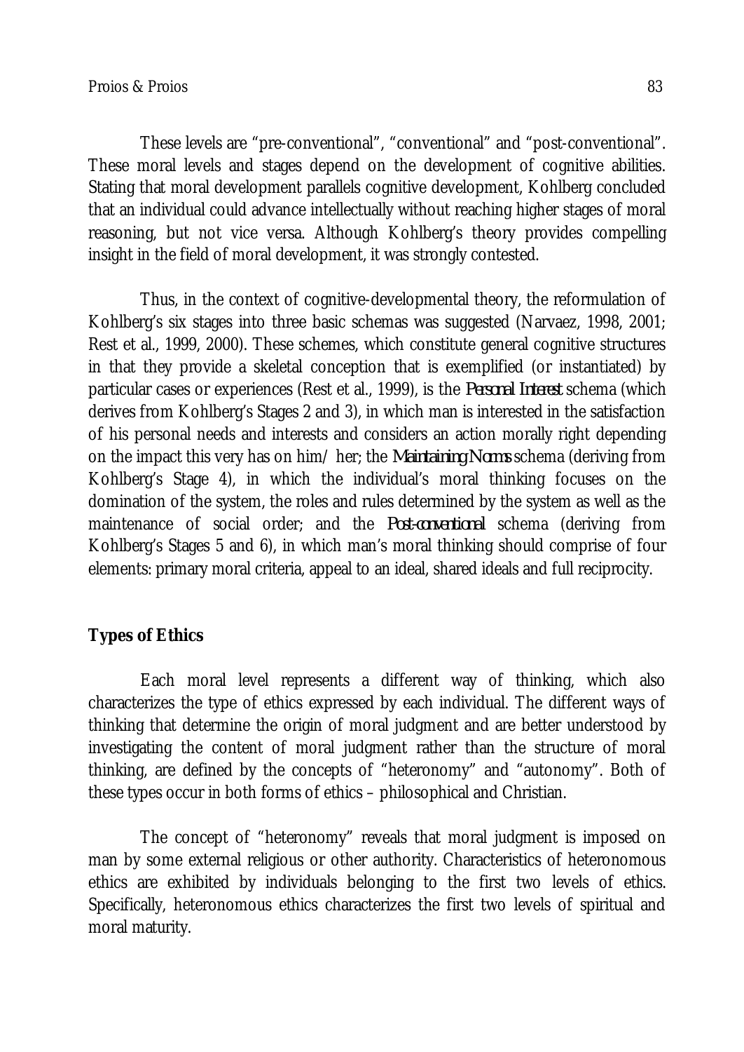These levels are "pre-conventional", "conventional" and "post-conventional". These moral levels and stages depend on the development of cognitive abilities. Stating that moral development parallels cognitive development, Kohlberg concluded that an individual could advance intellectually without reaching higher stages of moral reasoning, but not vice versa. Although Kohlberg's theory provides compelling insight in the field of moral development, it was strongly contested.

Thus, in the context of cognitive-developmental theory, the reformulation of Kohlberg's six stages into three basic schemas was suggested (Narvaez, 1998, 2001; Rest et al., 1999, 2000). These schemes, which constitute general cognitive structures in that they provide a skeletal conception that is exemplified (or instantiated) by particular cases or experiences (Rest et al., 1999), is the *Personal Interest* schema (which derives from Kohlberg's Stages 2 and 3), in which man is interested in the satisfaction of his personal needs and interests and considers an action morally right depending on the impact this very has on him/ her; the *Maintaining Norms* schema (deriving from Kohlberg's Stage 4), in which the individual's moral thinking focuses on the domination of the system, the roles and rules determined by the system as well as the maintenance of social order; and the *Post-conventional* schema (deriving from Kohlberg's Stages 5 and 6), in which man's moral thinking should comprise of four elements: primary moral criteria, appeal to an ideal, shared ideals and full reciprocity.

## Types of Ethics

Each moral level represents a different way of thinking, which also characterizes the type of ethics expressed by each individual. The different ways of thinking that determine the origin of moral judgment and are better understood by investigating the content of moral judgment rather than the structure of moral thinking, are defined by the concepts of "heteronomy" and "autonomy". Both of these types occur in both forms of ethics – philosophical and Christian.

The concept of "heteronomy" reveals that moral judgment is imposed on man by some external religious or other authority. Characteristics of heteronomous ethics are exhibited by individuals belonging to the first two levels of ethics. Specifically, heteronomous ethics characterizes the first two levels of spiritual and moral maturity.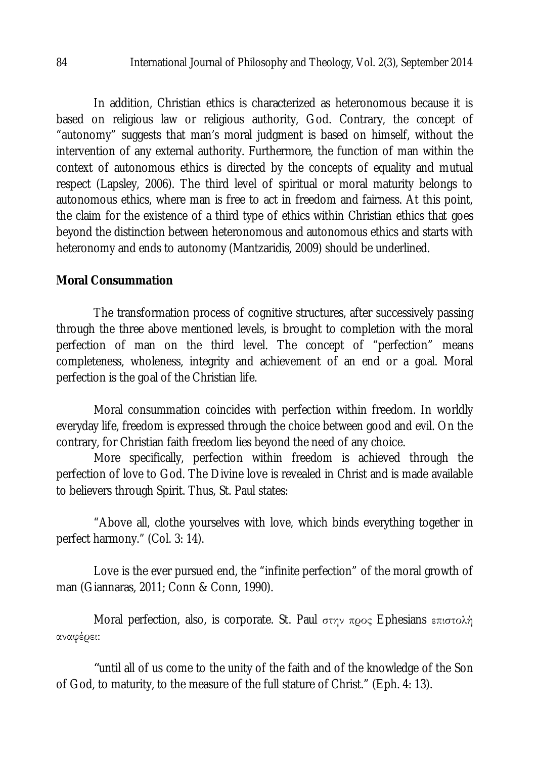In addition, Christian ethics is characterized as heteronomous because it is based on religious law or religious authority, God. Contrary, the concept of "autonomy" suggests that man's moral judgment is based on himself, without the intervention of any external authority. Furthermore, the function of man within the context of autonomous ethics is directed by the concepts of equality and mutual respect (Lapsley, 2006). The third level of spiritual or moral maturity belongs to autonomous ethics, where man is free to act in freedom and fairness. At this point, the claim for the existence of a third type of ethics within Christian ethics that goes beyond the distinction between heteronomous and autonomous ethics and starts with heteronomy and ends to autonomy (Mantzaridis, 2009) should be underlined.

**Moral Consummation**

The transformation process of cognitive structures, after successively passing through the three above mentioned levels, is brought to completion with the moral perfection of man on the third level. The concept of "perfection" means completeness, wholeness, integrity and achievement of an end or a goal. Moral perfection is the goal of the Christian life.

Moral consummation coincides with perfection within freedom. In worldly everyday life, freedom is expressed through the choice between good and evil. On the contrary, for Christian faith freedom lies beyond the need of any choice.

More specifically, perfection within freedom is achieved through the perfection of love to God. The Divine love is revealed in Christ and is made available to believers through Spirit. Thus, St. Paul states:

"Above all, clothe yourselves with love, which binds everything together in perfect harmony." (Col. 3: 14).

Love is the ever pursued end, the "infinite perfection" of the moral growth of man (Giannaras, 2011; Conn & Conn, 1990).

Moral perfection, also, is corporate. St. Paul στην προς Ephesians επιστολή αναφέρει:

"until all of us come to the unity of the faith and of the knowledge of the Son of God, to maturity, to the measure of the full stature of Christ." (Eph. 4: 13).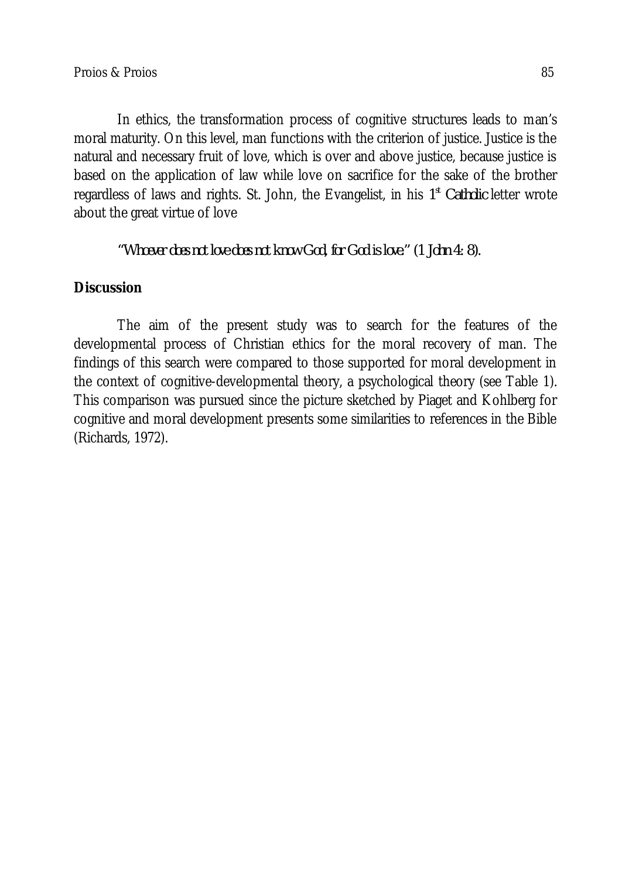In ethics, the transformation process of cognitive structures leads to man's moral maturity. On this level, man functions with the criterion of justice. Justice is the natural and necessary fruit of love, which is over and above justice, because justice is based on the application of law while love on sacrifice for the sake of the brother regardless of laws and rights. St. John, the Evangelist, in his 1st *Catholic* letter wrote about the great virtue of love

*"Whoever does not love does not know God, for God is love."* (1 John 4: 8).

## Discussion

The aim of the present study was to search for the features of the developmental process of Christian ethics for the moral recovery of man. The findings of this search were compared to those supported for moral development in the context of cognitive-developmental theory, a psychological theory (see Table 1). This comparison was pursued since the picture sketched by Piaget and Kohlberg for cognitive and moral development presents some similarities to references in the Bible (Richards, 1972).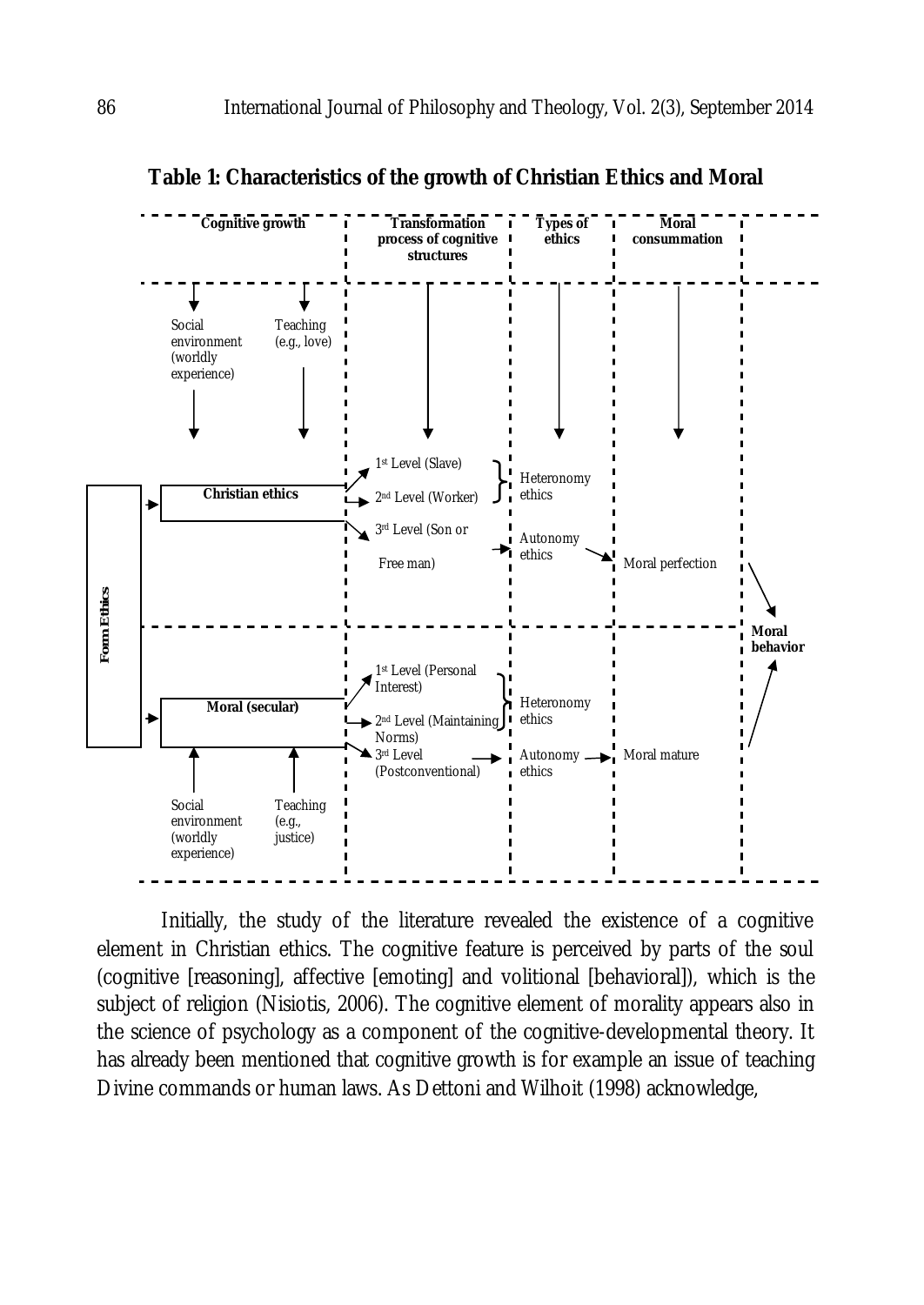**Table 1: Characteristics of the growth of Christian Ethics and Moral**

| Form Ethics | Cognitive growth | Transformation process of cognitive structures | Types of ethics | Moral consummation | |
|---|---|---|---|---|---|
| Christian ethics | Social environment (worldly experience); Teaching (e.g., love) | 1st Level (Slave) | Heteronomy ethics | | |
| | | 2nd Level (Worker) | | | |
| | | 3rd Level (Son or Free man) | Autonomy ethics | Moral perfection | Moral behavior |
| Moral (secular) | Social environment (worldly experience); Teaching (e.g., justice) | 1st Level (Personal Interest) | Heteronomy ethics | | |
| | | 2nd Level (Maintaining Norms) | | | |
| | | 3rd Level (Postconventional) | Autonomy ethics | Moral mature | Moral behavior |

Initially, the study of the literature revealed the existence of a cognitive element in Christian ethics. The cognitive feature is perceived by parts of the soul (cognitive [reasoning], affective [emoting] and volitional [behavioral]), which is the subject of religion (Nisiotis, 2006). The cognitive element of morality appears also in the science of psychology as a component of the cognitive-developmental theory. It has already been mentioned that cognitive growth is for example an issue of teaching Divine commands or human laws. As Dettoni and Wilhoit (1998) acknowledge,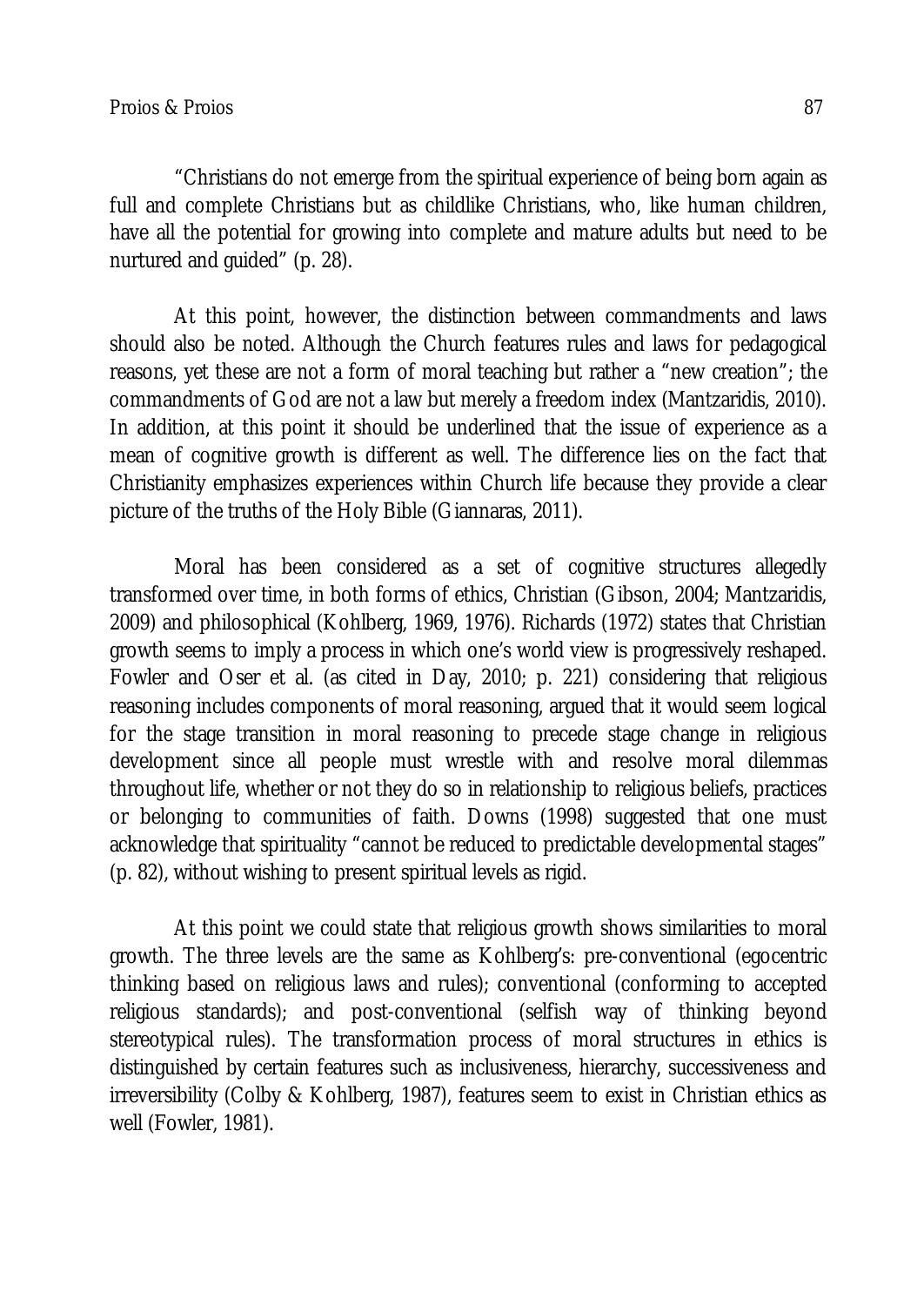"Christians do not emerge from the spiritual experience of being born again as full and complete Christians but as childlike Christians, who, like human children, have all the potential for growing into complete and mature adults but need to be nurtured and guided" (p. 28).

At this point, however, the distinction between commandments and laws should also be noted. Although the Church features rules and laws for pedagogical reasons, yet these are not a form of moral teaching but rather a "new creation"; the commandments of God are not a law but merely a freedom index (Mantzaridis, 2010). In addition, at this point it should be underlined that the issue of experience as a mean of cognitive growth is different as well. The difference lies on the fact that Christianity emphasizes experiences within Church life because they provide a clear picture of the truths of the Holy Bible (Giannaras, 2011).

Moral has been considered as a set of cognitive structures allegedly transformed over time, in both forms of ethics, Christian (Gibson, 2004; Mantzaridis, 2009) and philosophical (Kohlberg, 1969, 1976). Richards (1972) states that Christian growth seems to imply a process in which one's world view is progressively reshaped. Fowler and Oser et al. (as cited in Day, 2010; p. 221) considering that religious reasoning includes components of moral reasoning, argued that it would seem logical for the stage transition in moral reasoning to precede stage change in religious development since all people must wrestle with and resolve moral dilemmas throughout life, whether or not they do so in relationship to religious beliefs, practices or belonging to communities of faith. Downs (1998) suggested that one must acknowledge that spirituality "cannot be reduced to predictable developmental stages" (p. 82), without wishing to present spiritual levels as rigid.

At this point we could state that religious growth shows similarities to moral growth. The three levels are the same as Kohlberg's: pre-conventional (egocentric thinking based on religious laws and rules); conventional (conforming to accepted religious standards); and post-conventional (selfish way of thinking beyond stereotypical rules). The transformation process of moral structures in ethics is distinguished by certain features such as inclusiveness, hierarchy, successiveness and irreversibility (Colby & Kohlberg, 1987), features seem to exist in Christian ethics as well (Fowler, 1981).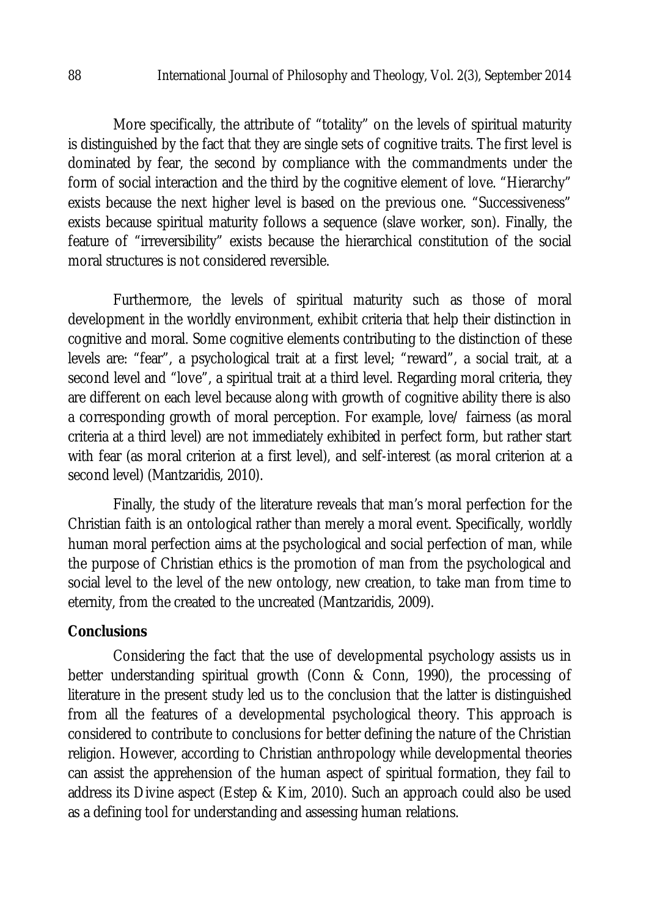More specifically, the attribute of "totality" on the levels of spiritual maturity is distinguished by the fact that they are single sets of cognitive traits. The first level is dominated by fear, the second by compliance with the commandments under the form of social interaction and the third by the cognitive element of love. "Hierarchy" exists because the next higher level is based on the previous one. "Successiveness" exists because spiritual maturity follows a sequence (slave worker, son). Finally, the feature of "irreversibility" exists because the hierarchical constitution of the social moral structures is not considered reversible.

Furthermore, the levels of spiritual maturity such as those of moral development in the worldly environment, exhibit criteria that help their distinction in cognitive and moral. Some cognitive elements contributing to the distinction of these levels are: "fear", a psychological trait at a first level; "reward", a social trait, at a second level and "love", a spiritual trait at a third level. Regarding moral criteria, they are different on each level because along with growth of cognitive ability there is also a corresponding growth of moral perception. For example, love/ fairness (as moral criteria at a third level) are not immediately exhibited in perfect form, but rather start with fear (as moral criterion at a first level), and self-interest (as moral criterion at a second level) (Mantzaridis, 2010).

Finally, the study of the literature reveals that man's moral perfection for the Christian faith is an ontological rather than merely a moral event. Specifically, worldly human moral perfection aims at the psychological and social perfection of man, while the purpose of Christian ethics is the promotion of man from the psychological and social level to the level of the new ontology, new creation, to take man from time to eternity, from the created to the uncreated (Mantzaridis, 2009).

## Conclusions

Considering the fact that the use of developmental psychology assists us in better understanding spiritual growth (Conn & Conn, 1990), the processing of literature in the present study led us to the conclusion that the latter is distinguished from all the features of a developmental psychological theory. This approach is considered to contribute to conclusions for better defining the nature of the Christian religion. However, according to Christian anthropology while developmental theories can assist the apprehension of the human aspect of spiritual formation, they fail to address its Divine aspect (Estep & Kim, 2010). Such an approach could also be used as a defining tool for understanding and assessing human relations.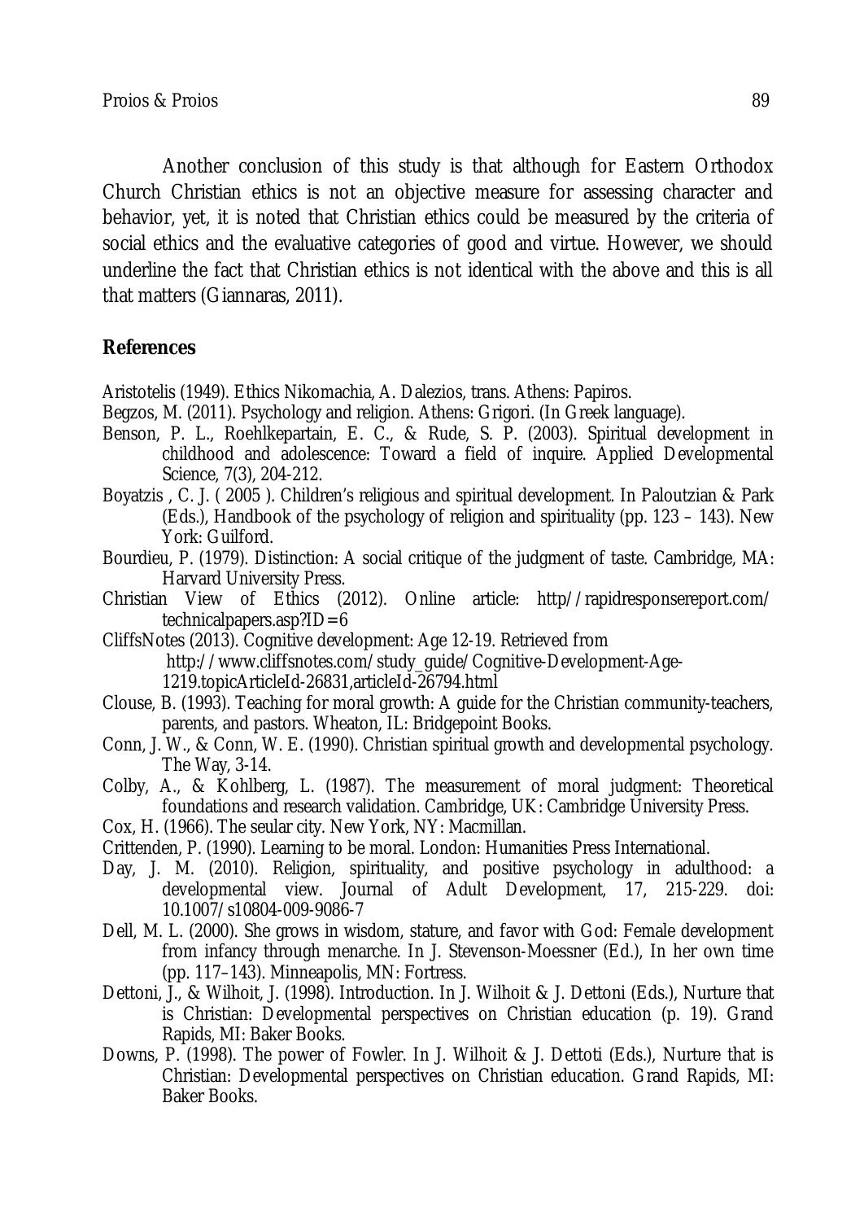Another conclusion of this study is that although for Eastern Orthodox Church Christian ethics is not an objective measure for assessing character and behavior, yet, it is noted that Christian ethics could be measured by the criteria of social ethics and the evaluative categories of good and virtue. However, we should underline the fact that Christian ethics is not identical with the above and this is all that matters (Giannaras, 2011).

## References

Aristotelis (1949). Ethics Nikomachia, A. Dalezios, trans. Athens: Papiros.

Begzos, M. (2011). Psychology and religion. Athens: Grigori. (In Greek language).

Benson, P. L., Roehlkepartain, E. C., & Rude, S. P. (2003). Spiritual development in childhood and adolescence: Toward a field of inquire. Applied Developmental Science, 7(3), 204-212.

Boyatzis , C. J. ( 2005 ). Children's religious and spiritual development. In Paloutzian & Park (Eds.), Handbook of the psychology of religion and spirituality (pp. 123 – 143). New York: Guilford.

Bourdieu, P. (1979). Distinction: A social critique of the judgment of taste. Cambridge, MA: Harvard University Press.

Christian View of Ethics (2012). Online article: http//rapidresponsereport.com/ technicalpapers.asp?ID=6

CliffsNotes (2013). Cognitive development: Age 12-19. Retrieved from http://www.cliffsnotes.com/study_guide/Cognitive-Development-Age-1219.topicArticleId-26831,articleId-26794.html

Clouse, B. (1993). Teaching for moral growth: A guide for the Christian community-teachers, parents, and pastors. Wheaton, IL: Bridgepoint Books.

Conn, J. W., & Conn, W. E. (1990). Christian spiritual growth and developmental psychology. The Way, 3-14.

Colby, A., & Kohlberg, L. (1987). The measurement of moral judgment: Theoretical foundations and research validation. Cambridge, UK: Cambridge University Press.

Cox, H. (1966). The seular city. New York, NY: Macmillan.

Crittenden, P. (1990). Learning to be moral. London: Humanities Press International.

Day, J. M. (2010). Religion, spirituality, and positive psychology in adulthood: a developmental view. Journal of Adult Development, 17, 215-229. doi: 10.1007/s10804-009-9086-7

Dell, M. L. (2000). She grows in wisdom, stature, and favor with God: Female development from infancy through menarche. In J. Stevenson-Moessner (Ed.), In her own time (pp. 117–143). Minneapolis, MN: Fortress.

Dettoni, J., & Wilhoit, J. (1998). Introduction. In J. Wilhoit & J. Dettoni (Eds.), Nurture that is Christian: Developmental perspectives on Christian education (p. 19). Grand Rapids, MI: Baker Books.

Downs, P. (1998). The power of Fowler. In J. Wilhoit & J. Dettoti (Eds.), Nurture that is Christian: Developmental perspectives on Christian education. Grand Rapids, MI: Baker Books.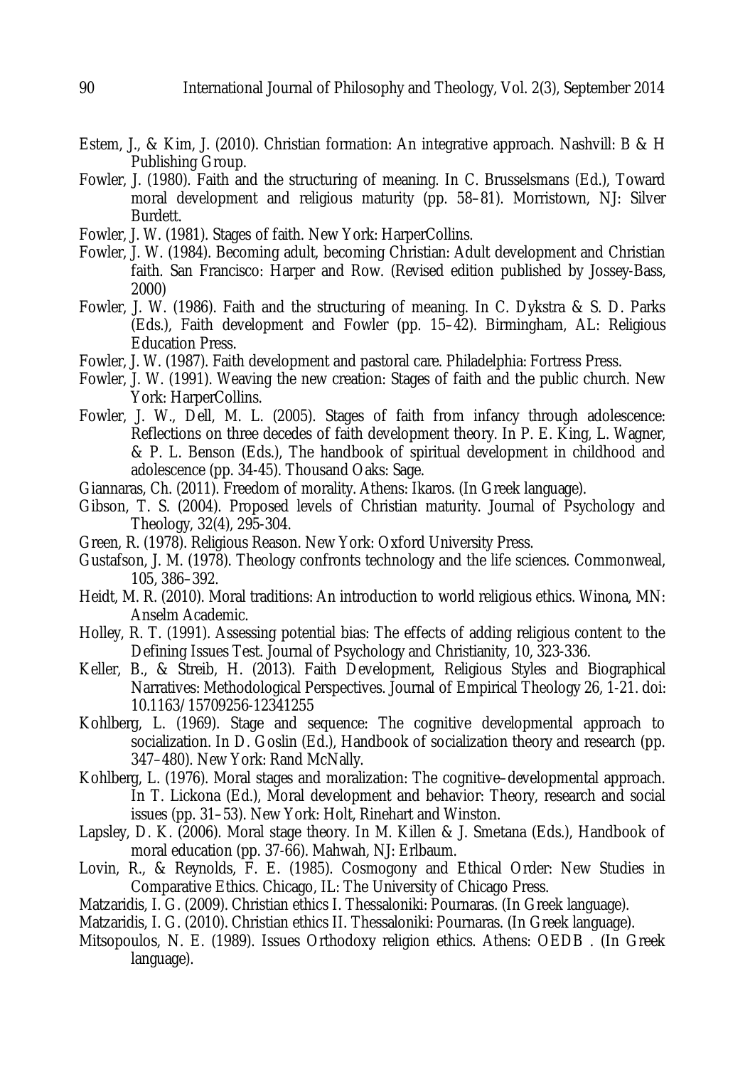Estem, J., & Kim, J. (2010). Christian formation: An integrative approach. Nashvill: B & H Publishing Group.

Fowler, J. (1980). Faith and the structuring of meaning. In C. Brusselsmans (Ed.), Toward moral development and religious maturity (pp. 58–81). Morristown, NJ: Silver Burdett.

Fowler, J. W. (1981). Stages of faith. New York: HarperCollins.

Fowler, J. W. (1984). Becoming adult, becoming Christian: Adult development and Christian faith. San Francisco: Harper and Row. (Revised edition published by Jossey-Bass, 2000)

Fowler, J. W. (1986). Faith and the structuring of meaning. In C. Dykstra & S. D. Parks (Eds.), Faith development and Fowler (pp. 15–42). Birmingham, AL: Religious Education Press.

Fowler, J. W. (1987). Faith development and pastoral care. Philadelphia: Fortress Press.

Fowler, J. W. (1991). Weaving the new creation: Stages of faith and the public church. New York: HarperCollins.

Fowler, J. W., Dell, M. L. (2005). Stages of faith from infancy through adolescence: Reflections on three decedes of faith development theory. In P. E. King, L. Wagner, & P. L. Benson (Eds.), The handbook of spiritual development in childhood and adolescence (pp. 34-45). Thousand Oaks: Sage.

Giannaras, Ch. (2011). Freedom of morality. Athens: Ikaros. (In Greek language).

Gibson, T. S. (2004). Proposed levels of Christian maturity. Journal of Psychology and Theology, 32(4), 295-304.

Green, R. (1978). Religious Reason. New York: Oxford University Press.

Gustafson, J. M. (1978). Theology confronts technology and the life sciences. Commonweal, 105, 386–392.

Heidt, M. R. (2010). Moral traditions: An introduction to world religious ethics. Winona, MN: Anselm Academic.

Holley, R. T. (1991). Assessing potential bias: The effects of adding religious content to the Defining Issues Test. Journal of Psychology and Christianity, 10, 323-336.

Keller, B., & Streib, H. (2013). Faith Development, Religious Styles and Biographical Narratives: Methodological Perspectives. Journal of Empirical Theology 26, 1-21. doi: 10.1163/15709256-12341255

Kohlberg, L. (1969). Stage and sequence: The cognitive developmental approach to socialization. In D. Goslin (Ed.), Handbook of socialization theory and research (pp. 347–480). New York: Rand McNally.

Kohlberg, L. (1976). Moral stages and moralization: The cognitive–developmental approach. In T. Lickona (Ed.), Moral development and behavior: Theory, research and social issues (pp. 31–53). New York: Holt, Rinehart and Winston.

Lapsley, D. K. (2006). Moral stage theory. In M. Killen & J. Smetana (Eds.), Handbook of moral education (pp. 37-66). Mahwah, NJ: Erlbaum.

Lovin, R., & Reynolds, F. E. (1985). Cosmogony and Ethical Order: New Studies in Comparative Ethics. Chicago, IL: The University of Chicago Press.

Matzaridis, I. G. (2009). Christian ethics I. Thessaloniki: Pournaras. (In Greek language).

Matzaridis, I. G. (2010). Christian ethics II. Thessaloniki: Pournaras. (In Greek language).

Mitsopoulos, N. E. (1989). Issues Orthodoxy religion ethics. Athens: OEDB . (In Greek language).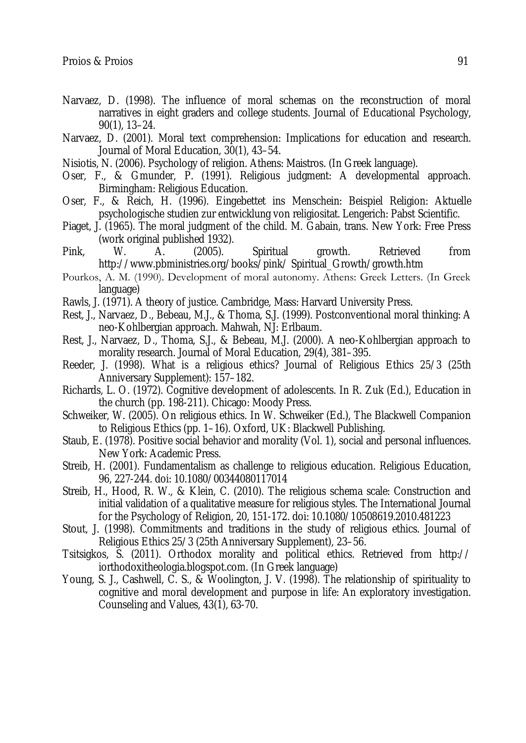Narvaez, D. (1998). The influence of moral schemas on the reconstruction of moral narratives in eight graders and college students. Journal of Educational Psychology, 90(1), 13–24.

Narvaez, D. (2001). Moral text comprehension: Implications for education and research. Journal of Moral Education, 30(1), 43–54.

Nisiotis, N. (2006). Psychology of religion. Athens: Maistros. (In Greek language).

Oser, F., & Gmunder, P. (1991). Religious judgment: A developmental approach. Birmingham: Religious Education.

Oser, F., & Reich, H. (1996). Eingebettet ins Menschein: Beispiel Religion: Aktuelle psychologische studien zur entwicklung von religiositat. Lengerich: Pabst Scientific.

Piaget, J. (1965). The moral judgment of the child. M. Gabain, trans. New York: Free Press (work original published 1932).

Pink, W. A. (2005). Spiritual growth. Retrieved from http://www.pbministries.org/books/pink/ Spiritual_Growth/growth.htm

Pourkos, A. M. (1990). Development of moral autonomy. Athens: Greek Letters. (In Greek language)

Rawls, J. (1971). A theory of justice. Cambridge, Mass: Harvard University Press.

Rest, J., Narvaez, D., Bebeau, M.J., & Thoma, S.J. (1999). Postconventional moral thinking: A neo-Kohlbergian approach. Mahwah, NJ: Erlbaum.

Rest, J., Narvaez, D., Thoma, S.J., & Bebeau, M.J. (2000). A neo-Kohlbergian approach to morality research. Journal of Moral Education, 29(4), 381–395.

Reeder, J. (1998). What is a religious ethics? Journal of Religious Ethics 25/3 (25th Anniversary Supplement): 157–182.

Richards, L. O. (1972). Cognitive development of adolescents. In R. Zuk (Ed.), Education in the church (pp. 198-211). Chicago: Moody Press.

Schweiker, W. (2005). On religious ethics. In W. Schweiker (Ed.), The Blackwell Companion to Religious Ethics (pp. 1–16). Oxford, UK: Blackwell Publishing.

Staub, E. (1978). Positive social behavior and morality (Vol. 1), social and personal influences. New York: Academic Press.

Streib, H. (2001). Fundamentalism as challenge to religious education. Religious Education, 96, 227-244. doi: 10.1080/00344080117014

Streib, H., Hood, R. W., & Klein, C. (2010). The religious schema scale: Construction and initial validation of a qualitative measure for religious styles. The International Journal for the Psychology of Religion, 20, 151-172. doi: 10.1080/10508619.2010.481223

Stout, J. (1998). Commitments and traditions in the study of religious ethics. Journal of Religious Ethics 25/3 (25th Anniversary Supplement), 23–56.

Tsitsigkos, S. (2011). Orthodox morality and political ethics. Retrieved from http:// iorthodoxitheologia.blogspot.com. (In Greek language)

Young, S. J., Cashwell, C. S., & Woolington, J. V. (1998). The relationship of spirituality to cognitive and moral development and purpose in life: An exploratory investigation. Counseling and Values, 43(1), 63-70.